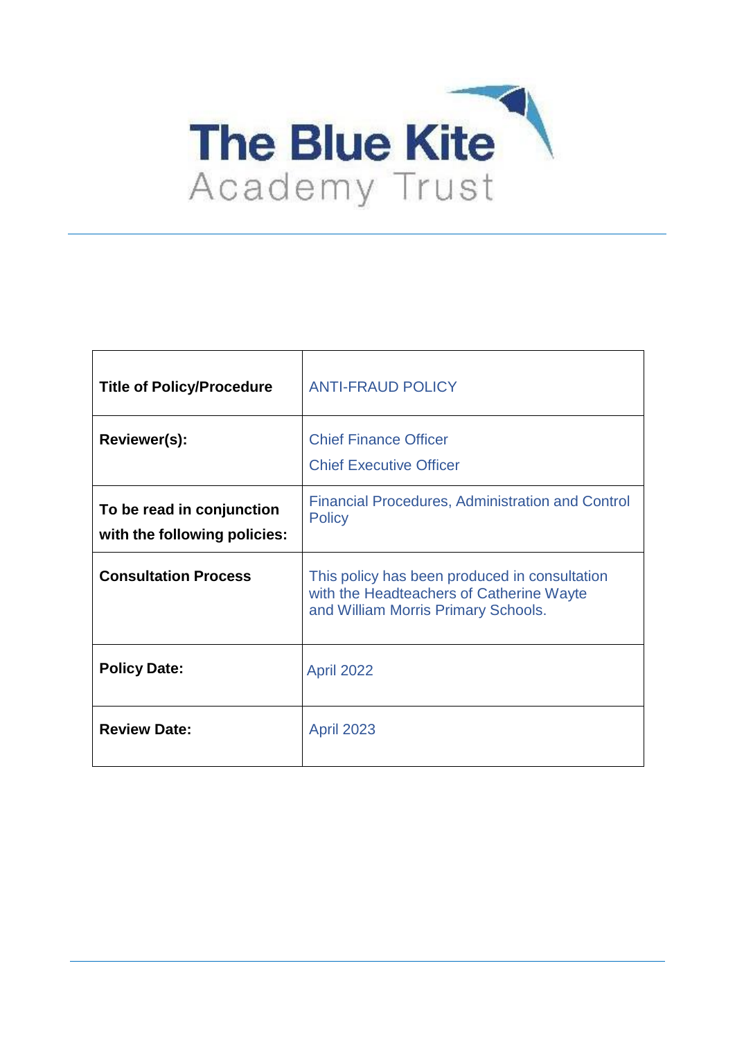# The Blue Kite Academy Trust

| Title of Policy/Procedure | ANTI-FRAUD POLICY |
|---|---|
| **Reviewer(s):** | Chief Finance Officer<br>Chief Executive Officer |
| **To be read in conjunction with the following policies:** | Financial Procedures, Administration and Control Policy |
| **Consultation Process** | This policy has been produced in consultation with the Headteachers of Catherine Wayte and William Morris Primary Schools. |
| **Policy Date:** | April 2022 |
| **Review Date:** | April 2023 |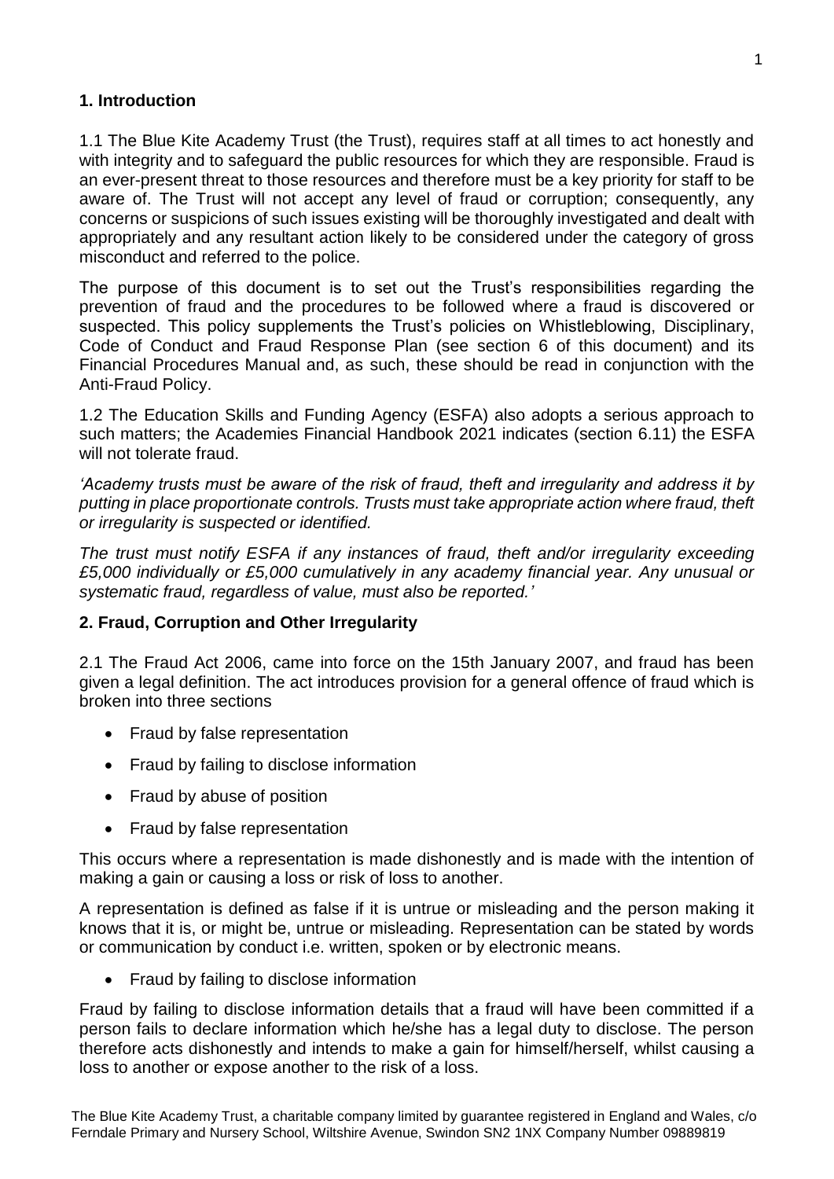## 1. Introduction

1.1 The Blue Kite Academy Trust (the Trust), requires staff at all times to act honestly and with integrity and to safeguard the public resources for which they are responsible. Fraud is an ever-present threat to those resources and therefore must be a key priority for staff to be aware of. The Trust will not accept any level of fraud or corruption; consequently, any concerns or suspicions of such issues existing will be thoroughly investigated and dealt with appropriately and any resultant action likely to be considered under the category of gross misconduct and referred to the police.

The purpose of this document is to set out the Trust's responsibilities regarding the prevention of fraud and the procedures to be followed where a fraud is discovered or suspected. This policy supplements the Trust's policies on Whistleblowing, Disciplinary, Code of Conduct and Fraud Response Plan (see section 6 of this document) and its Financial Procedures Manual and, as such, these should be read in conjunction with the Anti-Fraud Policy.

1.2 The Education Skills and Funding Agency (ESFA) also adopts a serious approach to such matters; the Academies Financial Handbook 2021 indicates (section 6.11) the ESFA will not tolerate fraud.

*'Academy trusts must be aware of the risk of fraud, theft and irregularity and address it by putting in place proportionate controls. Trusts must take appropriate action where fraud, theft or irregularity is suspected or identified.*

*The trust must notify ESFA if any instances of fraud, theft and/or irregularity exceeding £5,000 individually or £5,000 cumulatively in any academy financial year. Any unusual or systematic fraud, regardless of value, must also be reported.'*

## 2. Fraud, Corruption and Other Irregularity

2.1 The Fraud Act 2006, came into force on the 15th January 2007, and fraud has been given a legal definition. The act introduces provision for a general offence of fraud which is broken into three sections

- Fraud by false representation
- Fraud by failing to disclose information
- Fraud by abuse of position
- Fraud by false representation

This occurs where a representation is made dishonestly and is made with the intention of making a gain or causing a loss or risk of loss to another.

A representation is defined as false if it is untrue or misleading and the person making it knows that it is, or might be, untrue or misleading. Representation can be stated by words or communication by conduct i.e. written, spoken or by electronic means.

- Fraud by failing to disclose information

Fraud by failing to disclose information details that a fraud will have been committed if a person fails to declare information which he/she has a legal duty to disclose. The person therefore acts dishonestly and intends to make a gain for himself/herself, whilst causing a loss to another or expose another to the risk of a loss.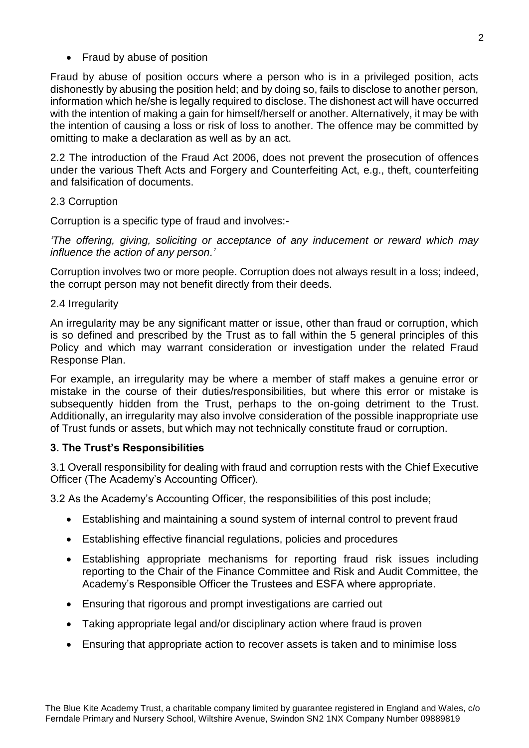- Fraud by abuse of position

Fraud by abuse of position occurs where a person who is in a privileged position, acts dishonestly by abusing the position held; and by doing so, fails to disclose to another person, information which he/she is legally required to disclose. The dishonest act will have occurred with the intention of making a gain for himself/herself or another. Alternatively, it may be with the intention of causing a loss or risk of loss to another. The offence may be committed by omitting to make a declaration as well as by an act.

2.2 The introduction of the Fraud Act 2006, does not prevent the prosecution of offences under the various Theft Acts and Forgery and Counterfeiting Act, e.g., theft, counterfeiting and falsification of documents.

2.3 Corruption

Corruption is a specific type of fraud and involves:-

*'The offering, giving, soliciting or acceptance of any inducement or reward which may influence the action of any person.'*

Corruption involves two or more people. Corruption does not always result in a loss; indeed, the corrupt person may not benefit directly from their deeds.

2.4 Irregularity

An irregularity may be any significant matter or issue, other than fraud or corruption, which is so defined and prescribed by the Trust as to fall within the 5 general principles of this Policy and which may warrant consideration or investigation under the related Fraud Response Plan.

For example, an irregularity may be where a member of staff makes a genuine error or mistake in the course of their duties/responsibilities, but where this error or mistake is subsequently hidden from the Trust, perhaps to the on-going detriment to the Trust. Additionally, an irregularity may also involve consideration of the possible inappropriate use of Trust funds or assets, but which may not technically constitute fraud or corruption.

**3. The Trust's Responsibilities**

3.1 Overall responsibility for dealing with fraud and corruption rests with the Chief Executive Officer (The Academy's Accounting Officer).

3.2 As the Academy's Accounting Officer, the responsibilities of this post include;

- Establishing and maintaining a sound system of internal control to prevent fraud
- Establishing effective financial regulations, policies and procedures
- Establishing appropriate mechanisms for reporting fraud risk issues including reporting to the Chair of the Finance Committee and Risk and Audit Committee, the Academy's Responsible Officer the Trustees and ESFA where appropriate.
- Ensuring that rigorous and prompt investigations are carried out
- Taking appropriate legal and/or disciplinary action where fraud is proven
- Ensuring that appropriate action to recover assets is taken and to minimise loss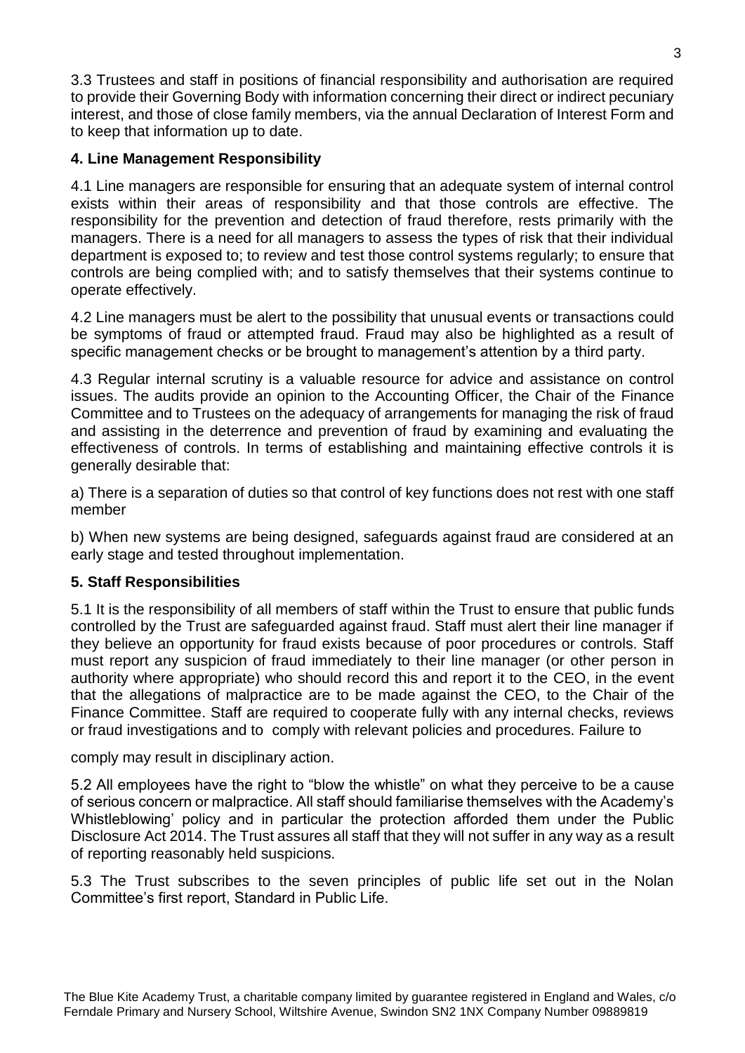3.3 Trustees and staff in positions of financial responsibility and authorisation are required to provide their Governing Body with information concerning their direct or indirect pecuniary interest, and those of close family members, via the annual Declaration of Interest Form and to keep that information up to date.

## 4. Line Management Responsibility

4.1 Line managers are responsible for ensuring that an adequate system of internal control exists within their areas of responsibility and that those controls are effective. The responsibility for the prevention and detection of fraud therefore, rests primarily with the managers. There is a need for all managers to assess the types of risk that their individual department is exposed to; to review and test those control systems regularly; to ensure that controls are being complied with; and to satisfy themselves that their systems continue to operate effectively.

4.2 Line managers must be alert to the possibility that unusual events or transactions could be symptoms of fraud or attempted fraud. Fraud may also be highlighted as a result of specific management checks or be brought to management's attention by a third party.

4.3 Regular internal scrutiny is a valuable resource for advice and assistance on control issues. The audits provide an opinion to the Accounting Officer, the Chair of the Finance Committee and to Trustees on the adequacy of arrangements for managing the risk of fraud and assisting in the deterrence and prevention of fraud by examining and evaluating the effectiveness of controls. In terms of establishing and maintaining effective controls it is generally desirable that:

a) There is a separation of duties so that control of key functions does not rest with one staff member

b) When new systems are being designed, safeguards against fraud are considered at an early stage and tested throughout implementation.

## 5. Staff Responsibilities

5.1 It is the responsibility of all members of staff within the Trust to ensure that public funds controlled by the Trust are safeguarded against fraud. Staff must alert their line manager if they believe an opportunity for fraud exists because of poor procedures or controls. Staff must report any suspicion of fraud immediately to their line manager (or other person in authority where appropriate) who should record this and report it to the CEO, in the event that the allegations of malpractice are to be made against the CEO, to the Chair of the Finance Committee. Staff are required to cooperate fully with any internal checks, reviews or fraud investigations and to comply with relevant policies and procedures. Failure to comply may result in disciplinary action.

5.2 All employees have the right to "blow the whistle" on what they perceive to be a cause of serious concern or malpractice. All staff should familiarise themselves with the Academy's Whistleblowing' policy and in particular the protection afforded them under the Public Disclosure Act 2014. The Trust assures all staff that they will not suffer in any way as a result of reporting reasonably held suspicions.

5.3 The Trust subscribes to the seven principles of public life set out in the Nolan Committee's first report, Standard in Public Life.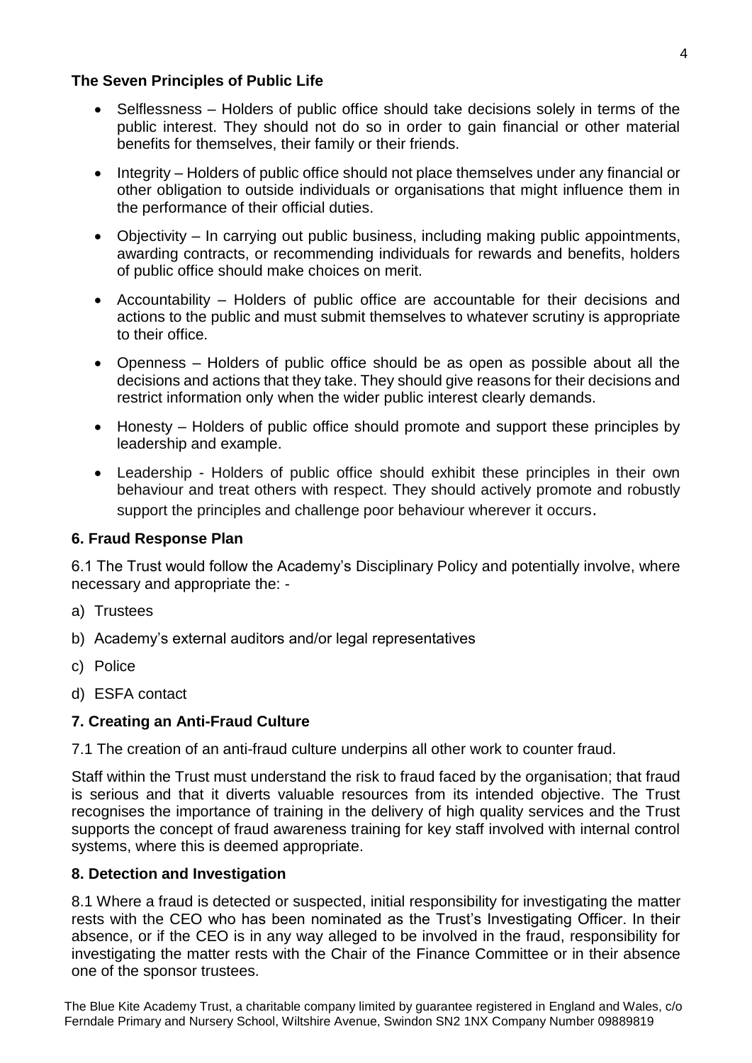### The Seven Principles of Public Life

- Selflessness – Holders of public office should take decisions solely in terms of the public interest. They should not do so in order to gain financial or other material benefits for themselves, their family or their friends.
- Integrity – Holders of public office should not place themselves under any financial or other obligation to outside individuals or organisations that might influence them in the performance of their official duties.
- Objectivity – In carrying out public business, including making public appointments, awarding contracts, or recommending individuals for rewards and benefits, holders of public office should make choices on merit.
- Accountability – Holders of public office are accountable for their decisions and actions to the public and must submit themselves to whatever scrutiny is appropriate to their office.
- Openness – Holders of public office should be as open as possible about all the decisions and actions that they take. They should give reasons for their decisions and restrict information only when the wider public interest clearly demands.
- Honesty – Holders of public office should promote and support these principles by leadership and example.
- Leadership - Holders of public office should exhibit these principles in their own behaviour and treat others with respect. They should actively promote and robustly support the principles and challenge poor behaviour wherever it occurs.

## 6. Fraud Response Plan

6.1 The Trust would follow the Academy's Disciplinary Policy and potentially involve, where necessary and appropriate the: -

a) Trustees

b) Academy's external auditors and/or legal representatives

c) Police

d) ESFA contact

## 7. Creating an Anti-Fraud Culture

7.1 The creation of an anti-fraud culture underpins all other work to counter fraud.

Staff within the Trust must understand the risk to fraud faced by the organisation; that fraud is serious and that it diverts valuable resources from its intended objective. The Trust recognises the importance of training in the delivery of high quality services and the Trust supports the concept of fraud awareness training for key staff involved with internal control systems, where this is deemed appropriate.

## 8. Detection and Investigation

8.1 Where a fraud is detected or suspected, initial responsibility for investigating the matter rests with the CEO who has been nominated as the Trust's Investigating Officer. In their absence, or if the CEO is in any way alleged to be involved in the fraud, responsibility for investigating the matter rests with the Chair of the Finance Committee or in their absence one of the sponsor trustees.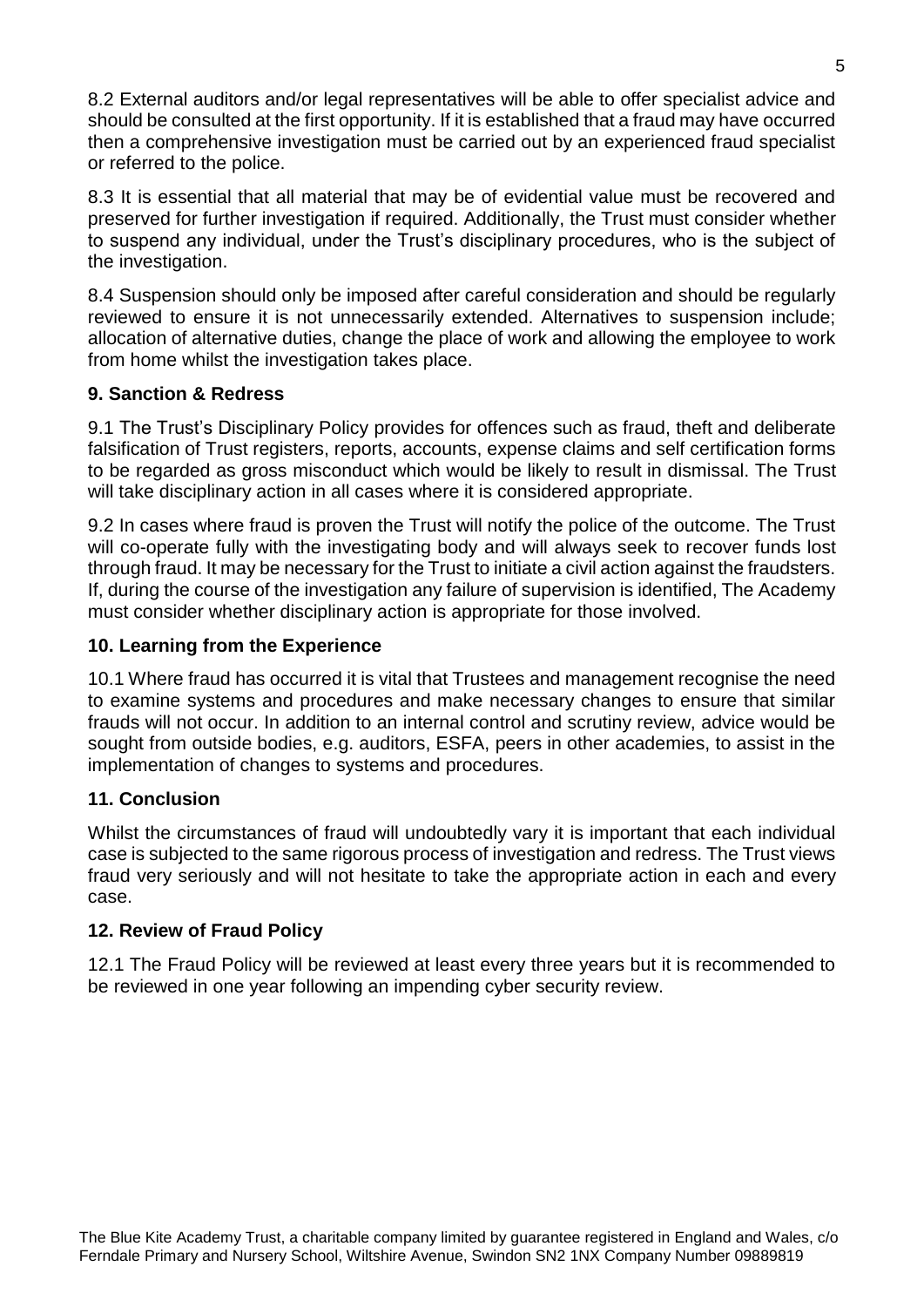8.2 External auditors and/or legal representatives will be able to offer specialist advice and should be consulted at the first opportunity. If it is established that a fraud may have occurred then a comprehensive investigation must be carried out by an experienced fraud specialist or referred to the police.

8.3 It is essential that all material that may be of evidential value must be recovered and preserved for further investigation if required. Additionally, the Trust must consider whether to suspend any individual, under the Trust's disciplinary procedures, who is the subject of the investigation.

8.4 Suspension should only be imposed after careful consideration and should be regularly reviewed to ensure it is not unnecessarily extended. Alternatives to suspension include; allocation of alternative duties, change the place of work and allowing the employee to work from home whilst the investigation takes place.

## 9. Sanction & Redress

9.1 The Trust's Disciplinary Policy provides for offences such as fraud, theft and deliberate falsification of Trust registers, reports, accounts, expense claims and self certification forms to be regarded as gross misconduct which would be likely to result in dismissal. The Trust will take disciplinary action in all cases where it is considered appropriate.

9.2 In cases where fraud is proven the Trust will notify the police of the outcome. The Trust will co-operate fully with the investigating body and will always seek to recover funds lost through fraud. It may be necessary for the Trust to initiate a civil action against the fraudsters. If, during the course of the investigation any failure of supervision is identified, The Academy must consider whether disciplinary action is appropriate for those involved.

## 10. Learning from the Experience

10.1 Where fraud has occurred it is vital that Trustees and management recognise the need to examine systems and procedures and make necessary changes to ensure that similar frauds will not occur. In addition to an internal control and scrutiny review, advice would be sought from outside bodies, e.g. auditors, ESFA, peers in other academies, to assist in the implementation of changes to systems and procedures.

## 11. Conclusion

Whilst the circumstances of fraud will undoubtedly vary it is important that each individual case is subjected to the same rigorous process of investigation and redress. The Trust views fraud very seriously and will not hesitate to take the appropriate action in each and every case.

## 12. Review of Fraud Policy

12.1 The Fraud Policy will be reviewed at least every three years but it is recommended to be reviewed in one year following an impending cyber security review.